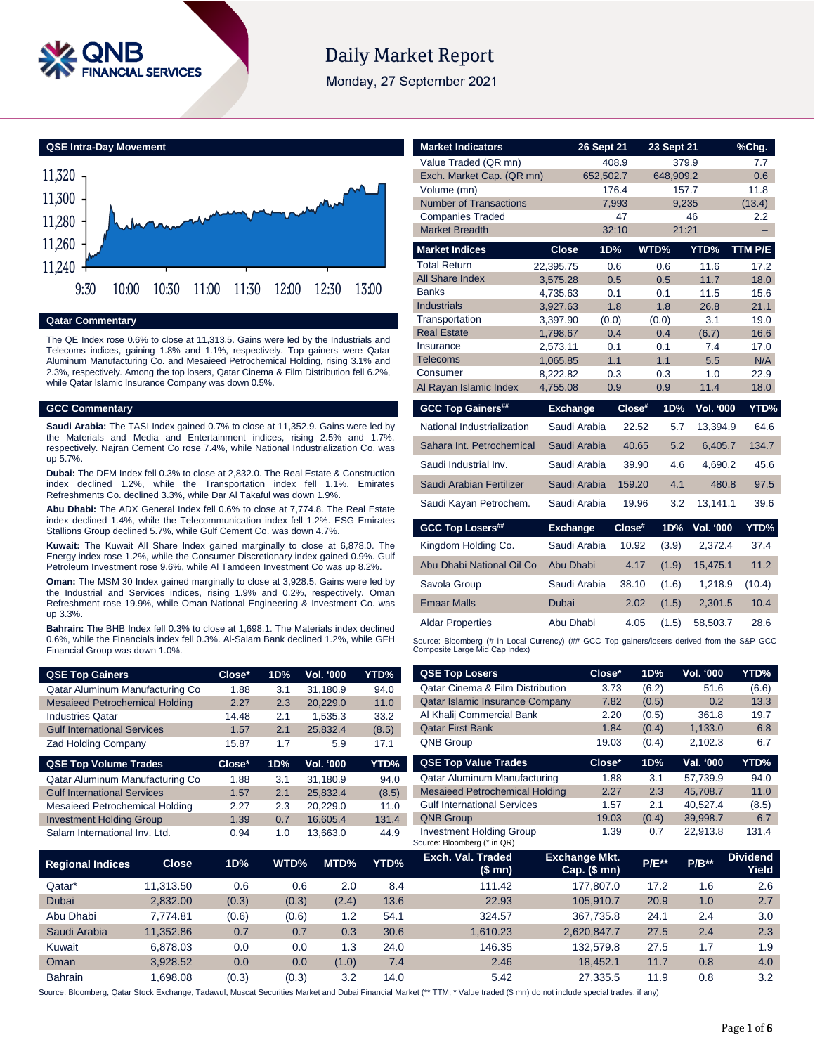# Daily Market Report

Monday, 27 September 2021

## QSE Intra-Day Movement

## Qatar Commentary

The QE Index rose 0.6% to close at 11,313.5. Gains were led by the Industrials and Telecoms indices, gaining 1.8% and 1.1%, respectively. Top gainers were Qatar Aluminum Manufacturing Co. and Mesaieed Petrochemical Holding, rising 3.1% and 2.3%, respectively. Among the top losers, Qatar Cinema & Film Distribution fell 6.2%, while Qatar Islamic Insurance Company was down 0.5%.

## GCC Commentary

**Saudi Arabia:** The TASI Index gained 0.7% to close at 11,352.9. Gains were led by the Materials and Entertainment indices, rising 2.5% and 1.7%, respectively. Najran Cement Co rose 7.4%, while National Industrialization Co. was up 5.7%.

**Dubai:** The DFM Index fell 0.3% to close at 2,832.0. The Real Estate & Construction index declined 1.2%, while the Transportation index fell 1.1%. Emirates Refreshments Co. declined 3.3%, while Dar Al Takaful was down 1.9%.

**Abu Dhabi:** The ADX General Index fell 0.6% to close at 7,774.8. The Real Estate index declined 1.4%, while the Telecommunication index fell 1.2%. ESG Emirates Stallions Group declined 5.7%, while Gulf Cement Co. was down 4.7%.

**Kuwait:** The Kuwait All Share Index gained marginally to close at 6,878.0. The Energy index rose 1.2%, while the Consumer Discretionary index gained 0.9%. Gulf Petroleum Investment rose 9.6%, while Al Tamdeen Investment Co was up 8.2%.

**Oman:** The MSM 30 Index gained marginally to close at 3,928.5. Gains were led by the Industrial and Services indices, rising 1.9% and 0.2%, respectively. Oman Refreshment rose 19.9%, while Oman National Engineering & Investment Co. was up 3.3%.

**Bahrain:** The BHB Index fell 0.3% to close at 1,698.1. The Materials index declined 0.6%, while the Financials index fell 0.3%. Al-Salam Bank declined 1.2%, while GFH Financial Group was down 1.0%.

| Market Indicators | 26 Sept 21 | 23 Sept 21 | %Chg. |
|---|---|---|---|
| Value Traded (QR mn) | 408.9 | 379.9 | 7.7 |
| Exch. Market Cap. (QR mn) | 652,502.7 | 648,909.2 | 0.6 |
| Volume (mn) | 176.4 | 157.7 | 11.8 |
| Number of Transactions | 7,993 | 9,235 | (13.4) |
| Companies Traded | 47 | 46 | 2.2 |
| Market Breadth | 32:10 | 21:21 | – |

| Market Indices | Close | 1D% | WTD% | YTD% | TTM P/E |
|---|---|---|---|---|---|
| Total Return | 22,395.75 | 0.6 | 0.6 | 11.6 | 17.2 |
| All Share Index | 3,575.28 | 0.5 | 0.5 | 11.7 | 18.0 |
| Banks | 4,735.63 | 0.1 | 0.1 | 11.5 | 15.6 |
| Industrials | 3,927.63 | 1.8 | 1.8 | 26.8 | 21.1 |
| Transportation | 3,397.90 | (0.0) | (0.0) | 3.1 | 19.0 |
| Real Estate | 1,798.67 | 0.4 | 0.4 | (6.7) | 16.6 |
| Insurance | 2,573.11 | 0.1 | 0.1 | 7.4 | 17.0 |
| Telecoms | 1,065.85 | 1.1 | 1.1 | 5.5 | N/A |
| Consumer | 8,222.82 | 0.3 | 0.3 | 1.0 | 22.9 |
| Al Rayan Islamic Index | 4,755.08 | 0.9 | 0.9 | 11.4 | 18.0 |

| GCC Top Gainers## | Exchange | Close# | 1D% | Vol. '000 | YTD% |
|---|---|---|---|---|---|
| National Industrialization | Saudi Arabia | 22.52 | 5.7 | 13,394.9 | 64.6 |
| Sahara Int. Petrochemical | Saudi Arabia | 40.65 | 5.2 | 6,405.7 | 134.7 |
| Saudi Industrial Inv. | Saudi Arabia | 39.90 | 4.6 | 4,690.2 | 45.6 |
| Saudi Arabian Fertilizer | Saudi Arabia | 159.20 | 4.1 | 480.8 | 97.5 |
| Saudi Kayan Petrochem. | Saudi Arabia | 19.96 | 3.2 | 13,141.1 | 39.6 |

| GCC Top Losers## | Exchange | Close# | 1D% | Vol. '000 | YTD% |
|---|---|---|---|---|---|
| Kingdom Holding Co. | Saudi Arabia | 10.92 | (3.9) | 2,372.4 | 37.4 |
| Abu Dhabi National Oil Co | Abu Dhabi | 4.17 | (1.9) | 15,475.1 | 11.2 |
| Savola Group | Saudi Arabia | 38.10 | (1.6) | 1,218.9 | (10.4) |
| Emaar Malls | Dubai | 2.02 | (1.5) | 2,301.5 | 10.4 |
| Aldar Properties | Abu Dhabi | 4.05 | (1.5) | 58,503.7 | 28.6 |

Source: Bloomberg (# in Local Currency) (## GCC Top gainers/losers derived from the S&P GCC Composite Large Mid Cap Index)

| QSE Top Gainers | Close* | 1D% | Vol. '000 | YTD% |
|---|---|---|---|---|
| Qatar Aluminum Manufacturing Co | 1.88 | 3.1 | 31,180.9 | 94.0 |
| Mesaieed Petrochemical Holding | 2.27 | 2.3 | 20,229.0 | 11.0 |
| Industries Qatar | 14.48 | 2.1 | 1,535.3 | 33.2 |
| Gulf International Services | 1.57 | 2.1 | 25,832.4 | (8.5) |
| Zad Holding Company | 15.87 | 1.7 | 5.9 | 17.1 |

| QSE Top Volume Trades | Close* | 1D% | Vol. '000 | YTD% |
|---|---|---|---|---|
| Qatar Aluminum Manufacturing Co | 1.88 | 3.1 | 31,180.9 | 94.0 |
| Gulf International Services | 1.57 | 2.1 | 25,832.4 | (8.5) |
| Mesaieed Petrochemical Holding | 2.27 | 2.3 | 20,229.0 | 11.0 |
| Investment Holding Group | 1.39 | 0.7 | 16,605.4 | 131.4 |
| Salam International Inv. Ltd. | 0.94 | 1.0 | 13,663.0 | 44.9 |

| QSE Top Losers | Close* | 1D% | Vol. '000 | YTD% |
|---|---|---|---|---|
| Qatar Cinema & Film Distribution | 3.73 | (6.2) | 51.6 | (6.6) |
| Qatar Islamic Insurance Company | 7.82 | (0.5) | 0.2 | 13.3 |
| Al Khalij Commercial Bank | 2.20 | (0.5) | 361.8 | 19.7 |
| Qatar First Bank | 1.84 | (0.4) | 1,133.0 | 6.8 |
| QNB Group | 19.03 | (0.4) | 2,102.3 | 6.7 |

| QSE Top Value Trades | Close* | 1D% | Val. '000 | YTD% |
|---|---|---|---|---|
| Qatar Aluminum Manufacturing | 1.88 | 3.1 | 57,739.9 | 94.0 |
| Mesaieed Petrochemical Holding | 2.27 | 2.3 | 45,708.7 | 11.0 |
| Gulf International Services | 1.57 | 2.1 | 40,527.4 | (8.5) |
| QNB Group | 19.03 | (0.4) | 39,998.7 | 6.7 |
| Investment Holding Group | 1.39 | 0.7 | 22,913.8 | 131.4 |

Source: Bloomberg (* in QR)

| Regional Indices | Close | 1D% | WTD% | MTD% | YTD% | Exch. Val. Traded ($ mn) | Exchange Mkt. Cap. ($ mn) | P/E** | P/B** | Dividend Yield |
|---|---|---|---|---|---|---|---|---|---|---|
| Qatar* | 11,313.50 | 0.6 | 0.6 | 2.0 | 8.4 | 111.42 | 177,807.0 | 17.2 | 1.6 | 2.6 |
| Dubai | 2,832.00 | (0.3) | (0.3) | (2.4) | 13.6 | 22.93 | 105,910.7 | 20.9 | 1.0 | 2.7 |
| Abu Dhabi | 7,774.81 | (0.6) | (0.6) | 1.2 | 54.1 | 324.57 | 367,735.8 | 24.1 | 2.4 | 3.0 |
| Saudi Arabia | 11,352.86 | 0.7 | 0.7 | 0.3 | 30.6 | 1,610.23 | 2,620,847.7 | 27.5 | 2.4 | 2.3 |
| Kuwait | 6,878.03 | 0.0 | 0.0 | 1.3 | 24.0 | 146.35 | 132,579.8 | 27.5 | 1.7 | 1.9 |
| Oman | 3,928.52 | 0.0 | 0.0 | (1.0) | 7.4 | 2.46 | 18,452.1 | 11.7 | 0.8 | 4.0 |
| Bahrain | 1,698.08 | (0.3) | (0.3) | 3.2 | 14.0 | 5.42 | 27,335.5 | 11.9 | 0.8 | 3.2 |

Source: Bloomberg, Qatar Stock Exchange, Tadawul, Muscat Securities Market and Dubai Financial Market (** TTM; * Value traded ($ mn) do not include special trades, if any)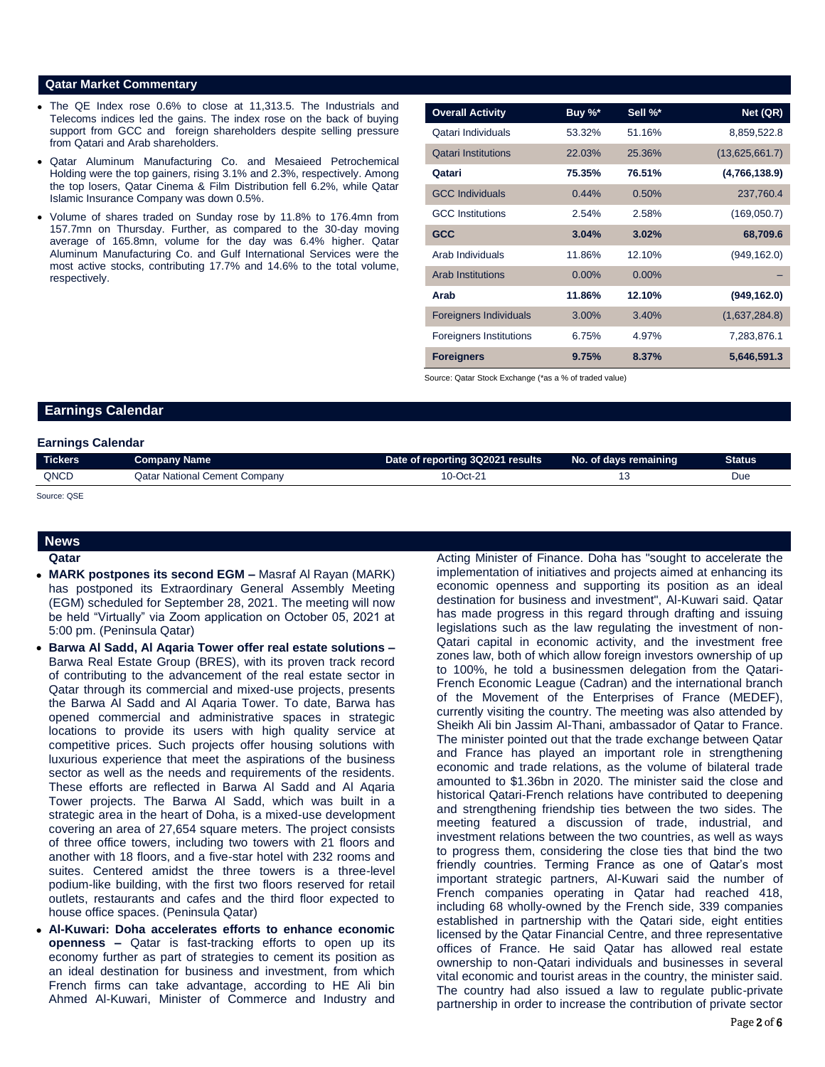## Qatar Market Commentary

- The QE Index rose 0.6% to close at 11,313.5. The Industrials and Telecoms indices led the gains. The index rose on the back of buying support from GCC and foreign shareholders despite selling pressure from Qatari and Arab shareholders.
- Qatar Aluminum Manufacturing Co. and Mesaieed Petrochemical Holding were the top gainers, rising 3.1% and 2.3%, respectively. Among the top losers, Qatar Cinema & Film Distribution fell 6.2%, while Qatar Islamic Insurance Company was down 0.5%.
- Volume of shares traded on Sunday rose by 11.8% to 176.4mn from 157.7mn on Thursday. Further, as compared to the 30-day moving average of 165.8mn, volume for the day was 6.4% higher. Qatar Aluminum Manufacturing Co. and Gulf International Services were the most active stocks, contributing 17.7% and 14.6% to the total volume, respectively.

| Overall Activity | Buy %* | Sell %* | Net (QR) |
|---|---|---|---|
| Qatari Individuals | 53.32% | 51.16% | 8,859,522.8 |
| Qatari Institutions | 22.03% | 25.36% | (13,625,661.7) |
| **Qatari** | **75.35%** | **76.51%** | **(4,766,138.9)** |
| GCC Individuals | 0.44% | 0.50% | 237,760.4 |
| GCC Institutions | 2.54% | 2.58% | (169,050.7) |
| **GCC** | **3.04%** | **3.02%** | **68,709.6** |
| Arab Individuals | 11.86% | 12.10% | (949,162.0) |
| Arab Institutions | 0.00% | 0.00% | – |
| **Arab** | **11.86%** | **12.10%** | **(949,162.0)** |
| Foreigners Individuals | 3.00% | 3.40% | (1,637,284.8) |
| Foreigners Institutions | 6.75% | 4.97% | 7,283,876.1 |
| **Foreigners** | **9.75%** | **8.37%** | **5,646,591.3** |

Source: Qatar Stock Exchange (*as a % of traded value)

## Earnings Calendar

### Earnings Calendar

| Tickers | Company Name | Date of reporting 3Q2021 results | No. of days remaining | Status |
|---|---|---|---|---|
| QNCD | Qatar National Cement Company | 10-Oct-21 | 13 | Due |

Source: QSE

## News

### Qatar

- **MARK postpones its second EGM –** Masraf Al Rayan (MARK) has postponed its Extraordinary General Assembly Meeting (EGM) scheduled for September 28, 2021. The meeting will now be held "Virtually" via Zoom application on October 05, 2021 at 5:00 pm. (Peninsula Qatar)
- **Barwa Al Sadd, Al Aqaria Tower offer real estate solutions –** Barwa Real Estate Group (BRES), with its proven track record of contributing to the advancement of the real estate sector in Qatar through its commercial and mixed-use projects, presents the Barwa Al Sadd and Al Aqaria Tower. To date, Barwa has opened commercial and administrative spaces in strategic locations to provide its users with high quality service at competitive prices. Such projects offer housing solutions with luxurious experience that meet the aspirations of the business sector as well as the needs and requirements of the residents. These efforts are reflected in Barwa Al Sadd and Al Aqaria Tower projects. The Barwa Al Sadd, which was built in a strategic area in the heart of Doha, is a mixed-use development covering an area of 27,654 square meters. The project consists of three office towers, including two towers with 21 floors and another with 18 floors, and a five-star hotel with 232 rooms and suites. Centered amidst the three towers is a three-level podium-like building, with the first two floors reserved for retail outlets, restaurants and cafes and the third floor expected to house office spaces. (Peninsula Qatar)
- **Al-Kuwari: Doha accelerates efforts to enhance economic openness –** Qatar is fast-tracking efforts to open up its economy further as part of strategies to cement its position as an ideal destination for business and investment, from which French firms can take advantage, according to HE Ali bin Ahmed Al-Kuwari, Minister of Commerce and Industry and Acting Minister of Finance. Doha has "sought to accelerate the implementation of initiatives and projects aimed at enhancing its economic openness and supporting its position as an ideal destination for business and investment", Al-Kuwari said. Qatar has made progress in this regard through drafting and issuing legislations such as the law regulating the investment of non-Qatari capital in economic activity, and the investment free zones law, both of which allow foreign investors ownership of up to 100%, he told a businessmen delegation from the Qatari-French Economic League (Cadran) and the international branch of the Movement of the Enterprises of France (MEDEF), currently visiting the country. The meeting was also attended by Sheikh Ali bin Jassim Al-Thani, ambassador of Qatar to France. The minister pointed out that the trade exchange between Qatar and France has played an important role in strengthening economic and trade relations, as the volume of bilateral trade amounted to \$1.36bn in 2020. The minister said the close and historical Qatari-French relations have contributed to deepening and strengthening friendship ties between the two sides. The meeting featured a discussion of trade, industrial, and investment relations between the two countries, as well as ways to progress them, considering the close ties that bind the two friendly countries. Terming France as one of Qatar's most important strategic partners, Al-Kuwari said the number of French companies operating in Qatar had reached 418, including 68 wholly-owned by the French side, 339 companies established in partnership with the Qatari side, eight entities licensed by the Qatar Financial Centre, and three representative offices of France. He said Qatar has allowed real estate ownership to non-Qatari individuals and businesses in several vital economic and tourist areas in the country, the minister said. The country had also issued a law to regulate public-private partnership in order to increase the contribution of private sector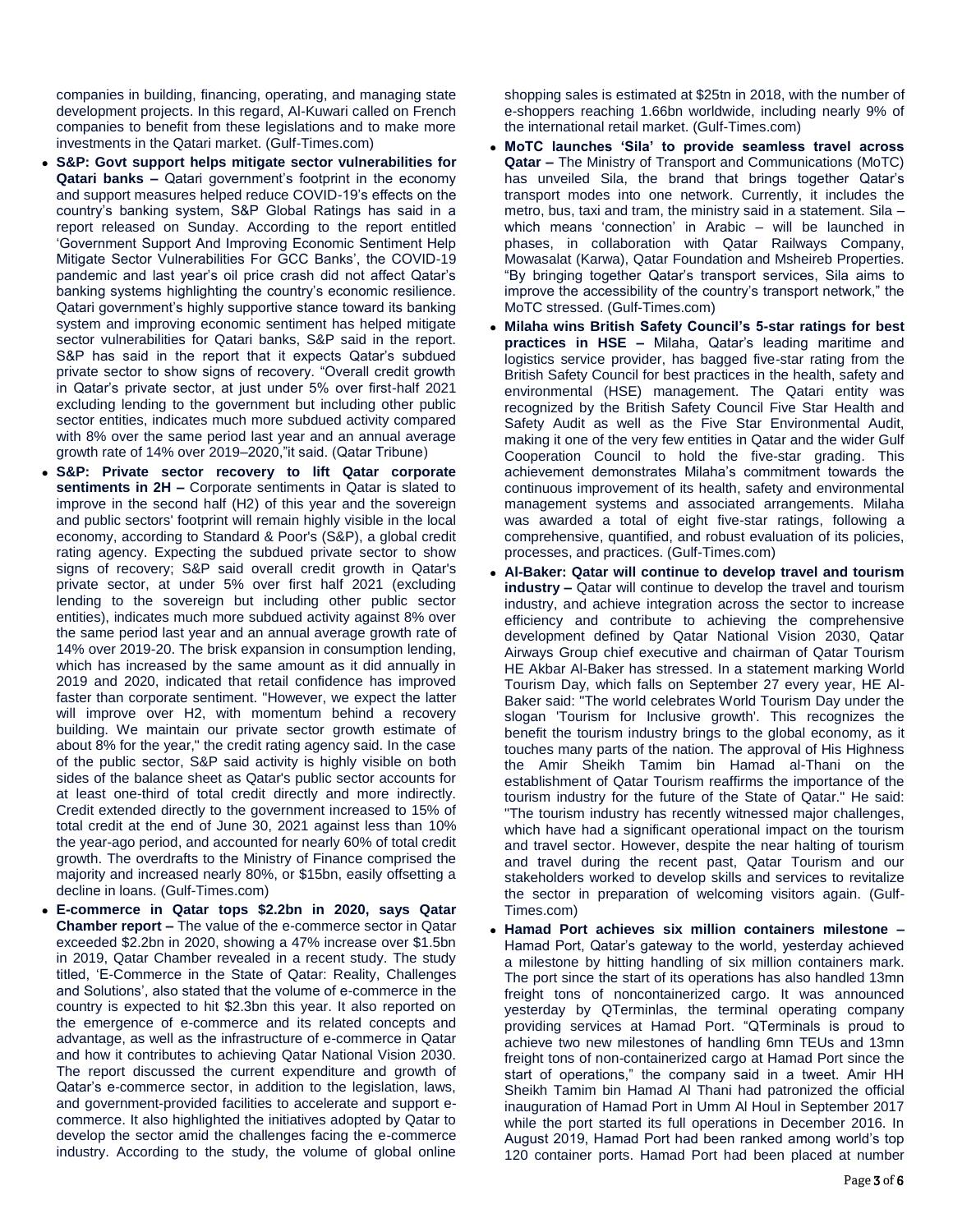companies in building, financing, operating, and managing state development projects. In this regard, Al-Kuwari called on French companies to benefit from these legislations and to make more investments in the Qatari market. (Gulf-Times.com)

- **S&P: Govt support helps mitigate sector vulnerabilities for Qatari banks –** Qatari government's footprint in the economy and support measures helped reduce COVID-19's effects on the country's banking system, S&P Global Ratings has said in a report released on Sunday. According to the report entitled 'Government Support And Improving Economic Sentiment Help Mitigate Sector Vulnerabilities For GCC Banks', the COVID-19 pandemic and last year's oil price crash did not affect Qatar's banking systems highlighting the country's economic resilience. Qatari government's highly supportive stance toward its banking system and improving economic sentiment has helped mitigate sector vulnerabilities for Qatari banks, S&P said in the report. S&P has said in the report that it expects Qatar's subdued private sector to show signs of recovery. "Overall credit growth in Qatar's private sector, at just under 5% over first-half 2021 excluding lending to the government but including other public sector entities, indicates much more subdued activity compared with 8% over the same period last year and an annual average growth rate of 14% over 2019–2020,"it said. (Qatar Tribune)
- **S&P: Private sector recovery to lift Qatar corporate sentiments in 2H –** Corporate sentiments in Qatar is slated to improve in the second half (H2) of this year and the sovereign and public sectors' footprint will remain highly visible in the local economy, according to Standard & Poor's (S&P), a global credit rating agency. Expecting the subdued private sector to show signs of recovery; S&P said overall credit growth in Qatar's private sector, at under 5% over first half 2021 (excluding lending to the sovereign but including other public sector entities), indicates much more subdued activity against 8% over the same period last year and an annual average growth rate of 14% over 2019-20. The brisk expansion in consumption lending, which has increased by the same amount as it did annually in 2019 and 2020, indicated that retail confidence has improved faster than corporate sentiment. "However, we expect the latter will improve over H2, with momentum behind a recovery building. We maintain our private sector growth estimate of about 8% for the year," the credit rating agency said. In the case of the public sector, S&P said activity is highly visible on both sides of the balance sheet as Qatar's public sector accounts for at least one-third of total credit directly and more indirectly. Credit extended directly to the government increased to 15% of total credit at the end of June 30, 2021 against less than 10% the year-ago period, and accounted for nearly 60% of total credit growth. The overdrafts to the Ministry of Finance comprised the majority and increased nearly 80%, or $15bn, easily offsetting a decline in loans. (Gulf-Times.com)
- **E-commerce in Qatar tops $2.2bn in 2020, says Qatar Chamber report –** The value of the e-commerce sector in Qatar exceeded $2.2bn in 2020, showing a 47% increase over $1.5bn in 2019, Qatar Chamber revealed in a recent study. The study titled, 'E-Commerce in the State of Qatar: Reality, Challenges and Solutions', also stated that the volume of e-commerce in the country is expected to hit $2.3bn this year. It also reported on the emergence of e-commerce and its related concepts and advantage, as well as the infrastructure of e-commerce in Qatar and how it contributes to achieving Qatar National Vision 2030. The report discussed the current expenditure and growth of Qatar's e-commerce sector, in addition to the legislation, laws, and government-provided facilities to accelerate and support e-commerce. It also highlighted the initiatives adopted by Qatar to develop the sector amid the challenges facing the e-commerce industry. According to the study, the volume of global online shopping sales is estimated at $25tn in 2018, with the number of e-shoppers reaching 1.66bn worldwide, including nearly 9% of the international retail market. (Gulf-Times.com)
- **MoTC launches 'Sila' to provide seamless travel across Qatar –** The Ministry of Transport and Communications (MoTC) has unveiled Sila, the brand that brings together Qatar's transport modes into one network. Currently, it includes the metro, bus, taxi and tram, the ministry said in a statement. Sila – which means 'connection' in Arabic – will be launched in phases, in collaboration with Qatar Railways Company, Mowasalat (Karwa), Qatar Foundation and Msheireb Properties. "By bringing together Qatar's transport services, Sila aims to improve the accessibility of the country's transport network," the MoTC stressed. (Gulf-Times.com)
- **Milaha wins British Safety Council's 5-star ratings for best practices in HSE –** Milaha, Qatar's leading maritime and logistics service provider, has bagged five-star rating from the British Safety Council for best practices in the health, safety and environmental (HSE) management. The Qatari entity was recognized by the British Safety Council Five Star Health and Safety Audit as well as the Five Star Environmental Audit, making it one of the very few entities in Qatar and the wider Gulf Cooperation Council to hold the five-star grading. This achievement demonstrates Milaha's commitment towards the continuous improvement of its health, safety and environmental management systems and associated arrangements. Milaha was awarded a total of eight five-star ratings, following a comprehensive, quantified, and robust evaluation of its policies, processes, and practices. (Gulf-Times.com)
- **Al-Baker: Qatar will continue to develop travel and tourism industry –** Qatar will continue to develop the travel and tourism industry, and achieve integration across the sector to increase efficiency and contribute to achieving the comprehensive development defined by Qatar National Vision 2030, Qatar Airways Group chief executive and chairman of Qatar Tourism HE Akbar Al-Baker has stressed. In a statement marking World Tourism Day, which falls on September 27 every year, HE Al-Baker said: "The world celebrates World Tourism Day under the slogan 'Tourism for Inclusive growth'. This recognizes the benefit the tourism industry brings to the global economy, as it touches many parts of the nation. The approval of His Highness the Amir Sheikh Tamim bin Hamad al-Thani on the establishment of Qatar Tourism reaffirms the importance of the tourism industry for the future of the State of Qatar." He said: "The tourism industry has recently witnessed major challenges, which have had a significant operational impact on the tourism and travel sector. However, despite the near halting of tourism and travel during the recent past, Qatar Tourism and our stakeholders worked to develop skills and services to revitalize the sector in preparation of welcoming visitors again. (Gulf-Times.com)
- **Hamad Port achieves six million containers milestone –** Hamad Port, Qatar's gateway to the world, yesterday achieved a milestone by hitting handling of six million containers mark. The port since the start of its operations has also handled 13mn freight tons of noncontainerized cargo. It was announced yesterday by QTerminlas, the terminal operating company providing services at Hamad Port. "QTerminals is proud to achieve two new milestones of handling 6mn TEUs and 13mn freight tons of non-containerized cargo at Hamad Port since the start of operations," the company said in a tweet. Amir HH Sheikh Tamim bin Hamad Al Thani had patronized the official inauguration of Hamad Port in Umm Al Houl in September 2017 while the port started its full operations in December 2016. In August 2019, Hamad Port had been ranked among world's top 120 container ports. Hamad Port had been placed at number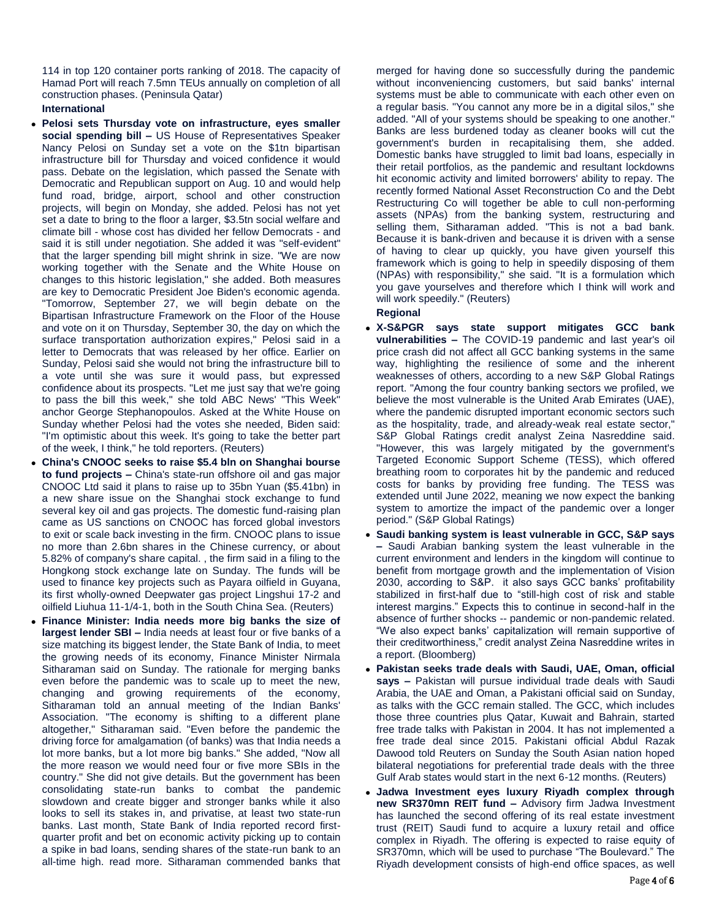114 in top 120 container ports ranking of 2018. The capacity of Hamad Port will reach 7.5mn TEUs annually on completion of all construction phases. (Peninsula Qatar)

**International**

- **Pelosi sets Thursday vote on infrastructure, eyes smaller social spending bill –** US House of Representatives Speaker Nancy Pelosi on Sunday set a vote on the $1tn bipartisan infrastructure bill for Thursday and voiced confidence it would pass. Debate on the legislation, which passed the Senate with Democratic and Republican support on Aug. 10 and would help fund road, bridge, airport, school and other construction projects, will begin on Monday, she added. Pelosi has not yet set a date to bring to the floor a larger, $3.5tn social welfare and climate bill - whose cost has divided her fellow Democrats - and said it is still under negotiation. She added it was "self-evident" that the larger spending bill might shrink in size. "We are now working together with the Senate and the White House on changes to this historic legislation," she added. Both measures are key to Democratic President Joe Biden's economic agenda. "Tomorrow, September 27, we will begin debate on the Bipartisan Infrastructure Framework on the Floor of the House and vote on it on Thursday, September 30, the day on which the surface transportation authorization expires," Pelosi said in a letter to Democrats that was released by her office. Earlier on Sunday, Pelosi said she would not bring the infrastructure bill to a vote until she was sure it would pass, but expressed confidence about its prospects. "Let me just say that we're going to pass the bill this week," she told ABC News' "This Week" anchor George Stephanopoulos. Asked at the White House on Sunday whether Pelosi had the votes she needed, Biden said: "I'm optimistic about this week. It's going to take the better part of the week, I think," he told reporters. (Reuters)
- **China's CNOOC seeks to raise $5.4 bln on Shanghai bourse to fund projects –** China's state-run offshore oil and gas major CNOOC Ltd said it plans to raise up to 35bn Yuan ($5.41bn) in a new share issue on the Shanghai stock exchange to fund several key oil and gas projects. The domestic fund-raising plan came as US sanctions on CNOOC has forced global investors to exit or scale back investing in the firm. CNOOC plans to issue no more than 2.6bn shares in the Chinese currency, or about 5.82% of company's share capital. , the firm said in a filing to the Hongkong stock exchange late on Sunday. The funds will be used to finance key projects such as Payara oilfield in Guyana, its first wholly-owned Deepwater gas project Lingshui 17-2 and oilfield Liuhua 11-1/4-1, both in the South China Sea. (Reuters)
- **Finance Minister: India needs more big banks the size of largest lender SBI –** India needs at least four or five banks of a size matching its biggest lender, the State Bank of India, to meet the growing needs of its economy, Finance Minister Nirmala Sitharaman said on Sunday. The rationale for merging banks even before the pandemic was to scale up to meet the new, changing and growing requirements of the economy, Sitharaman told an annual meeting of the Indian Banks' Association. "The economy is shifting to a different plane altogether," Sitharaman said. "Even before the pandemic the driving force for amalgamation (of banks) was that India needs a lot more banks, but a lot more big banks." She added, "Now all the more reason we would need four or five more SBIs in the country." She did not give details. But the government has been consolidating state-run banks to combat the pandemic slowdown and create bigger and stronger banks while it also looks to sell its stakes in, and privatise, at least two state-run banks. Last month, State Bank of India reported record first-quarter profit and bet on economic activity picking up to contain a spike in bad loans, sending shares of the state-run bank to an all-time high. read more. Sitharaman commended banks that merged for having done so successfully during the pandemic without inconveniencing customers, but said banks' internal systems must be able to communicate with each other even on a regular basis. "You cannot any more be in a digital silos," she added. "All of your systems should be speaking to one another." Banks are less burdened today as cleaner books will cut the government's burden in recapitalising them, she added. Domestic banks have struggled to limit bad loans, especially in their retail portfolios, as the pandemic and resultant lockdowns hit economic activity and limited borrowers' ability to repay. The recently formed National Asset Reconstruction Co and the Debt Restructuring Co will together be able to cull non-performing assets (NPAs) from the banking system, restructuring and selling them, Sitharaman added. "This is not a bad bank. Because it is bank-driven and because it is driven with a sense of having to clear up quickly, you have given yourself this framework which is going to help in speedily disposing of them (NPAs) with responsibility," she said. "It is a formulation which you gave yourselves and therefore which I think will work and will work speedily." (Reuters)

**Regional**

- **X-S&PGR says state support mitigates GCC bank vulnerabilities –** The COVID-19 pandemic and last year's oil price crash did not affect all GCC banking systems in the same way, highlighting the resilience of some and the inherent weaknesses of others, according to a new S&P Global Ratings report. "Among the four country banking sectors we profiled, we believe the most vulnerable is the United Arab Emirates (UAE), where the pandemic disrupted important economic sectors such as the hospitality, trade, and already-weak real estate sector," S&P Global Ratings credit analyst Zeina Nasreddine said. "However, this was largely mitigated by the government's Targeted Economic Support Scheme (TESS), which offered breathing room to corporates hit by the pandemic and reduced costs for banks by providing free funding. The TESS was extended until June 2022, meaning we now expect the banking system to amortize the impact of the pandemic over a longer period." (S&P Global Ratings)
- **Saudi banking system is least vulnerable in GCC, S&P says –** Saudi Arabian banking system the least vulnerable in the current environment and lenders in the kingdom will continue to benefit from mortgage growth and the implementation of Vision 2030, according to S&P. it also says GCC banks' profitability stabilized in first-half due to "still-high cost of risk and stable interest margins." Expects this to continue in second-half in the absence of further shocks -- pandemic or non-pandemic related. "We also expect banks' capitalization will remain supportive of their creditworthiness," credit analyst Zeina Nasreddine writes in a report. (Bloomberg)
- **Pakistan seeks trade deals with Saudi, UAE, Oman, official says –** Pakistan will pursue individual trade deals with Saudi Arabia, the UAE and Oman, a Pakistani official said on Sunday, as talks with the GCC remain stalled. The GCC, which includes those three countries plus Qatar, Kuwait and Bahrain, started free trade talks with Pakistan in 2004. It has not implemented a free trade deal since 2015. Pakistani official Abdul Razak Dawood told Reuters on Sunday the South Asian nation hoped bilateral negotiations for preferential trade deals with the three Gulf Arab states would start in the next 6-12 months. (Reuters)
- **Jadwa Investment eyes luxury Riyadh complex through new SR370mn REIT fund –** Advisory firm Jadwa Investment has launched the second offering of its real estate investment trust (REIT) Saudi fund to acquire a luxury retail and office complex in Riyadh. The offering is expected to raise equity of SR370mn, which will be used to purchase "The Boulevard." The Riyadh development consists of high-end office spaces, as well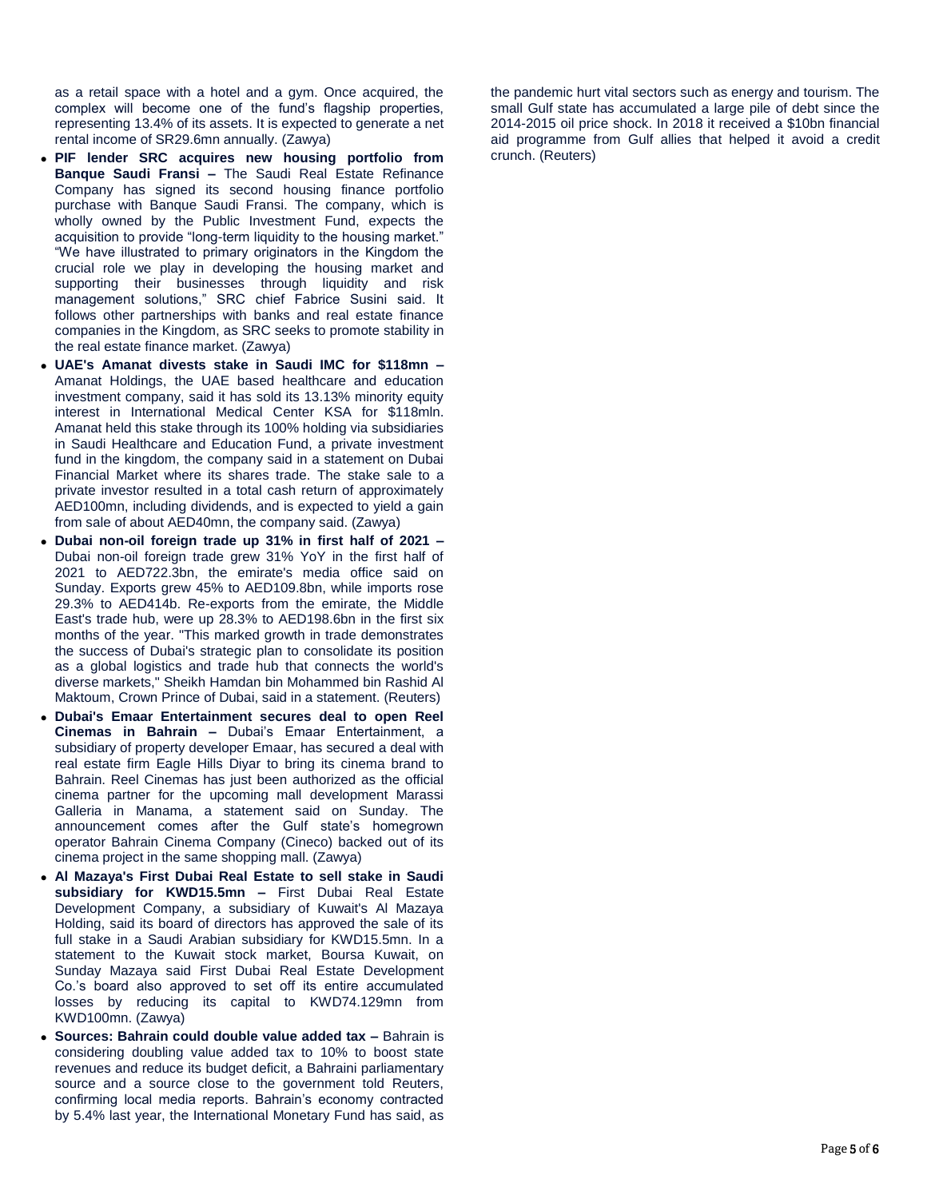as a retail space with a hotel and a gym. Once acquired, the complex will become one of the fund's flagship properties, representing 13.4% of its assets. It is expected to generate a net rental income of SR29.6mn annually. (Zawya)

- **PIF lender SRC acquires new housing portfolio from Banque Saudi Fransi –** The Saudi Real Estate Refinance Company has signed its second housing finance portfolio purchase with Banque Saudi Fransi. The company, which is wholly owned by the Public Investment Fund, expects the acquisition to provide "long-term liquidity to the housing market." "We have illustrated to primary originators in the Kingdom the crucial role we play in developing the housing market and supporting their businesses through liquidity and risk management solutions," SRC chief Fabrice Susini said. It follows other partnerships with banks and real estate finance companies in the Kingdom, as SRC seeks to promote stability in the real estate finance market. (Zawya)
- **UAE's Amanat divests stake in Saudi IMC for $118mn –** Amanat Holdings, the UAE based healthcare and education investment company, said it has sold its 13.13% minority equity interest in International Medical Center KSA for $118mln. Amanat held this stake through its 100% holding via subsidiaries in Saudi Healthcare and Education Fund, a private investment fund in the kingdom, the company said in a statement on Dubai Financial Market where its shares trade. The stake sale to a private investor resulted in a total cash return of approximately AED100mn, including dividends, and is expected to yield a gain from sale of about AED40mn, the company said. (Zawya)
- **Dubai non-oil foreign trade up 31% in first half of 2021 –** Dubai non-oil foreign trade grew 31% YoY in the first half of 2021 to AED722.3bn, the emirate's media office said on Sunday. Exports grew 45% to AED109.8bn, while imports rose 29.3% to AED414b. Re-exports from the emirate, the Middle East's trade hub, were up 28.3% to AED198.6bn in the first six months of the year. "This marked growth in trade demonstrates the success of Dubai's strategic plan to consolidate its position as a global logistics and trade hub that connects the world's diverse markets," Sheikh Hamdan bin Mohammed bin Rashid Al Maktoum, Crown Prince of Dubai, said in a statement. (Reuters)
- **Dubai's Emaar Entertainment secures deal to open Reel Cinemas in Bahrain –** Dubai's Emaar Entertainment, a subsidiary of property developer Emaar, has secured a deal with real estate firm Eagle Hills Diyar to bring its cinema brand to Bahrain. Reel Cinemas has just been authorized as the official cinema partner for the upcoming mall development Marassi Galleria in Manama, a statement said on Sunday. The announcement comes after the Gulf state's homegrown operator Bahrain Cinema Company (Cineco) backed out of its cinema project in the same shopping mall. (Zawya)
- **Al Mazaya's First Dubai Real Estate to sell stake in Saudi subsidiary for KWD15.5mn –** First Dubai Real Estate Development Company, a subsidiary of Kuwait's Al Mazaya Holding, said its board of directors has approved the sale of its full stake in a Saudi Arabian subsidiary for KWD15.5mn. In a statement to the Kuwait stock market, Boursa Kuwait, on Sunday Mazaya said First Dubai Real Estate Development Co.'s board also approved to set off its entire accumulated losses by reducing its capital to KWD74.129mn from KWD100mn. (Zawya)
- **Sources: Bahrain could double value added tax –** Bahrain is considering doubling value added tax to 10% to boost state revenues and reduce its budget deficit, a Bahraini parliamentary source and a source close to the government told Reuters, confirming local media reports. Bahrain's economy contracted by 5.4% last year, the International Monetary Fund has said, as the pandemic hurt vital sectors such as energy and tourism. The small Gulf state has accumulated a large pile of debt since the 2014-2015 oil price shock. In 2018 it received a $10bn financial aid programme from Gulf allies that helped it avoid a credit crunch. (Reuters)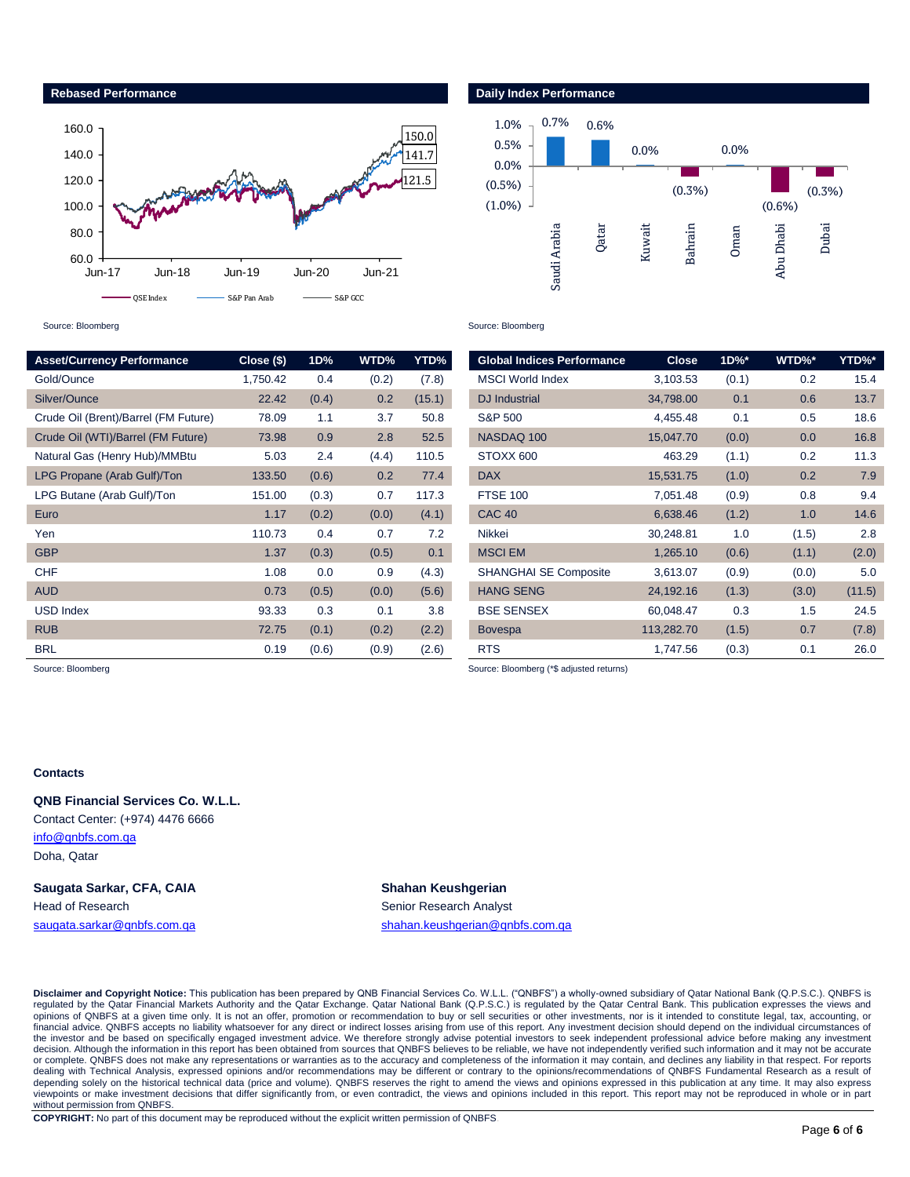**Rebased Performance**

160.0
140.0
120.0
100.0
80.0
60.0

Jun-17 Jun-18 Jun-19 Jun-20 Jun-21

150.0
141.7
121.5

QSE Index — S&P Pan Arab — S&P GCC

Source: Bloomberg

**Daily Index Performance**

1.0%
0.5%
0.0%
(0.5%)
(1.0%)

0.7% 0.6% 0.0% (0.3%) 0.0% (0.6%) (0.3%)

Saudi Arabia Qatar Kuwait Bahrain Oman Abu Dhabi Dubai

Source: Bloomberg

| Asset/Currency Performance | Close ($) | 1D% | WTD% | YTD% |
|---|---|---|---|---|
| Gold/Ounce | 1,750.42 | 0.4 | (0.2) | (7.8) |
| Silver/Ounce | 22.42 | (0.4) | 0.2 | (15.1) |
| Crude Oil (Brent)/Barrel (FM Future) | 78.09 | 1.1 | 3.7 | 50.8 |
| Crude Oil (WTI)/Barrel (FM Future) | 73.98 | 0.9 | 2.8 | 52.5 |
| Natural Gas (Henry Hub)/MMBtu | 5.03 | 2.4 | (4.4) | 110.5 |
| LPG Propane (Arab Gulf)/Ton | 133.50 | (0.6) | 0.2 | 77.4 |
| LPG Butane (Arab Gulf)/Ton | 151.00 | (0.3) | 0.7 | 117.3 |
| Euro | 1.17 | (0.2) | (0.0) | (4.1) |
| Yen | 110.73 | 0.4 | 0.7 | 7.2 |
| GBP | 1.37 | (0.3) | (0.5) | 0.1 |
| CHF | 1.08 | 0.0 | 0.9 | (4.3) |
| AUD | 0.73 | (0.5) | (0.0) | (5.6) |
| USD Index | 93.33 | 0.3 | 0.1 | 3.8 |
| RUB | 72.75 | (0.1) | (0.2) | (2.2) |
| BRL | 0.19 | (0.6) | (0.9) | (2.6) |

Source: Bloomberg

| Global Indices Performance | Close | 1D%* | WTD%* | YTD%* |
|---|---|---|---|---|
| MSCI World Index | 3,103.53 | (0.1) | 0.2 | 15.4 |
| DJ Industrial | 34,798.00 | 0.1 | 0.6 | 13.7 |
| S&P 500 | 4,455.48 | 0.1 | 0.5 | 18.6 |
| NASDAQ 100 | 15,047.70 | (0.0) | 0.0 | 16.8 |
| STOXX 600 | 463.29 | (1.1) | 0.2 | 11.3 |
| DAX | 15,531.75 | (1.0) | 0.2 | 7.9 |
| FTSE 100 | 7,051.48 | (0.9) | 0.8 | 9.4 |
| CAC 40 | 6,638.46 | (1.2) | 1.0 | 14.6 |
| Nikkei | 30,248.81 | 1.0 | (1.5) | 2.8 |
| MSCI EM | 1,265.10 | (0.6) | (1.1) | (2.0) |
| SHANGHAI SE Composite | 3,613.07 | (0.9) | (0.0) | 5.0 |
| HANG SENG | 24,192.16 | (1.3) | (3.0) | (11.5) |
| BSE SENSEX | 60,048.47 | 0.3 | 1.5 | 24.5 |
| Bovespa | 113,282.70 | (1.5) | 0.7 | (7.8) |
| RTS | 1,747.56 | (0.3) | 0.1 | 26.0 |

Source: Bloomberg (*$ adjusted returns)

**Contacts**

**QNB Financial Services Co. W.L.L.**
Contact Center: (+974) 4476 6666
info@qnbfs.com.qa
Doha, Qatar

**Saugata Sarkar, CFA, CAIA**
Head of Research
saugata.sarkar@qnbfs.com.qa

**Shahan Keushgerian**
Senior Research Analyst
shahan.keushgerian@qnbfs.com.qa

**Disclaimer and Copyright Notice:** This publication has been prepared by QNB Financial Services Co. W.L.L. ("QNBFS") a wholly-owned subsidiary of Qatar National Bank (Q.P.S.C.). QNBFS is regulated by the Qatar Financial Markets Authority and the Qatar Exchange. Qatar National Bank (Q.P.S.C.) is regulated by the Qatar Central Bank. This publication expresses the views and opinions of QNBFS at a given time only. It is not an offer, promotion or recommendation to buy or sell securities or other investments, nor is it intended to constitute legal, tax, accounting, or financial advice. QNBFS accepts no liability whatsoever for any direct or indirect losses arising from use of this report. Any investment decision should depend on the individual circumstances of the investor and be based on specifically engaged investment advice. We therefore strongly advise potential investors to seek independent professional advice before making any investment decision. Although the information in this report has been obtained from sources that QNBFS believes to be reliable, we have not independently verified such information and it may not be accurate or complete. QNBFS does not make any representations or warranties as to the accuracy and completeness of the information it may contain, and declines any liability in that respect. For reports dealing with Technical Analysis, expressed opinions and/or recommendations may be different or contrary to the opinions/recommendations of QNBFS Fundamental Research as a result of depending solely on the historical technical data (price and volume). QNBFS reserves the right to amend the views and opinions expressed in this publication at any time. It may also express viewpoints or make investment decisions that differ significantly from, or even contradict, the views and opinions included in this report. This report may not be reproduced in whole or in part without permission from QNBFS.

**COPYRIGHT:** No part of this document may be reproduced without the explicit written permission of QNBFS